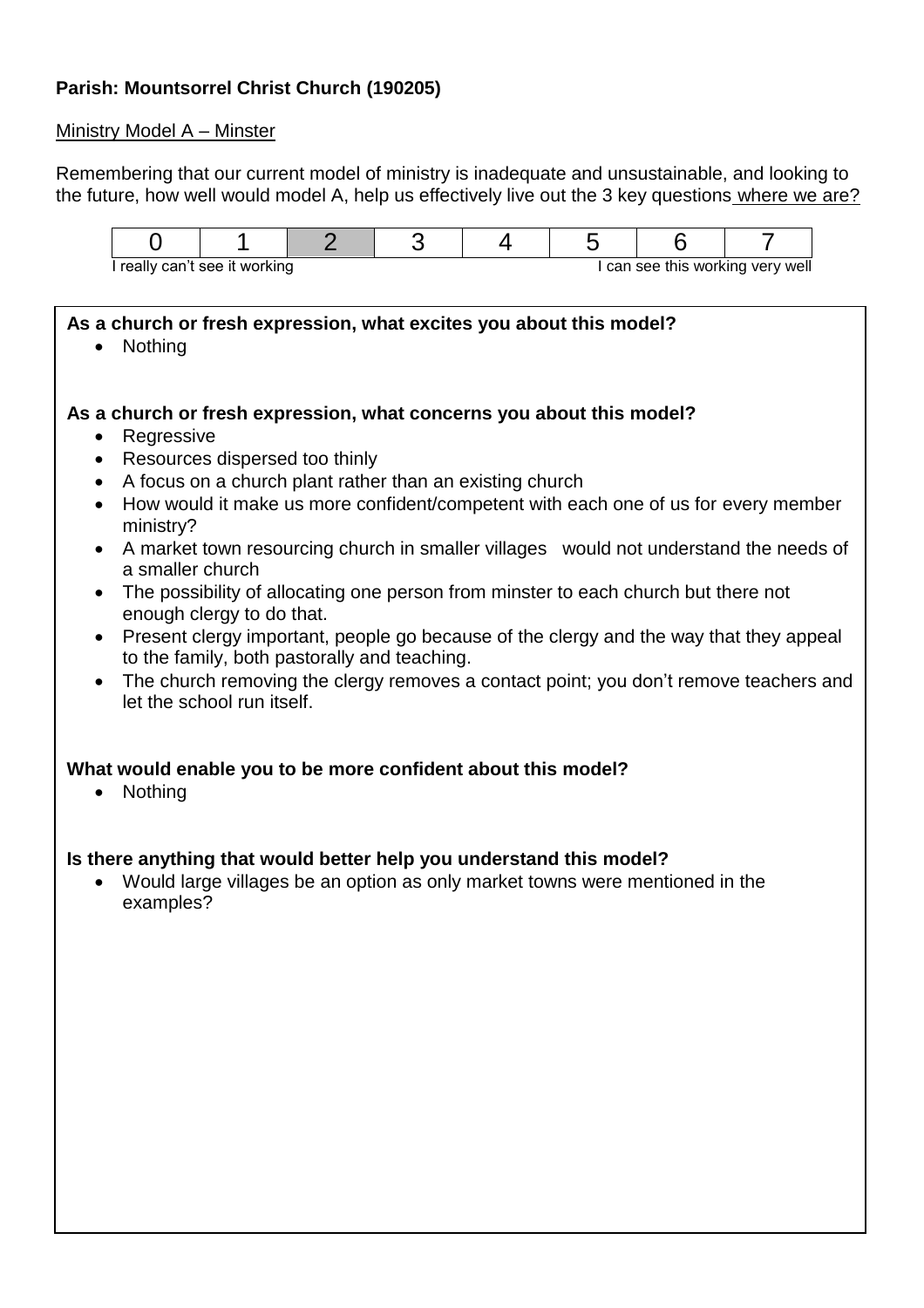**Parish: Mountsorrel Christ Church (190205)**

Ministry Model A – Minster

Remembering that our current model of ministry is inadequate and unsustainable, and looking to the future, how well would model A, help us effectively live out the 3 key questions where we are?

| 0 | 1 | **2** | 3 | 4 | 5 | 6 | 7 |
|---|---|---|---|---|---|---|---|
| I really can't see it working | | | | | | | I can see this working very well |

**As a church or fresh expression, what excites you about this model?**

- Nothing

**As a church or fresh expression, what concerns you about this model?**

- Regressive
- Resources dispersed too thinly
- A focus on a church plant rather than an existing church
- How would it make us more confident/competent with each one of us for every member ministry?
- A market town resourcing church in smaller villages would not understand the needs of a smaller church
- The possibility of allocating one person from minster to each church but there not enough clergy to do that.
- Present clergy important, people go because of the clergy and the way that they appeal to the family, both pastorally and teaching.
- The church removing the clergy removes a contact point; you don't remove teachers and let the school run itself.

**What would enable you to be more confident about this model?**

- Nothing

**Is there anything that would better help you understand this model?**

- Would large villages be an option as only market towns were mentioned in the examples?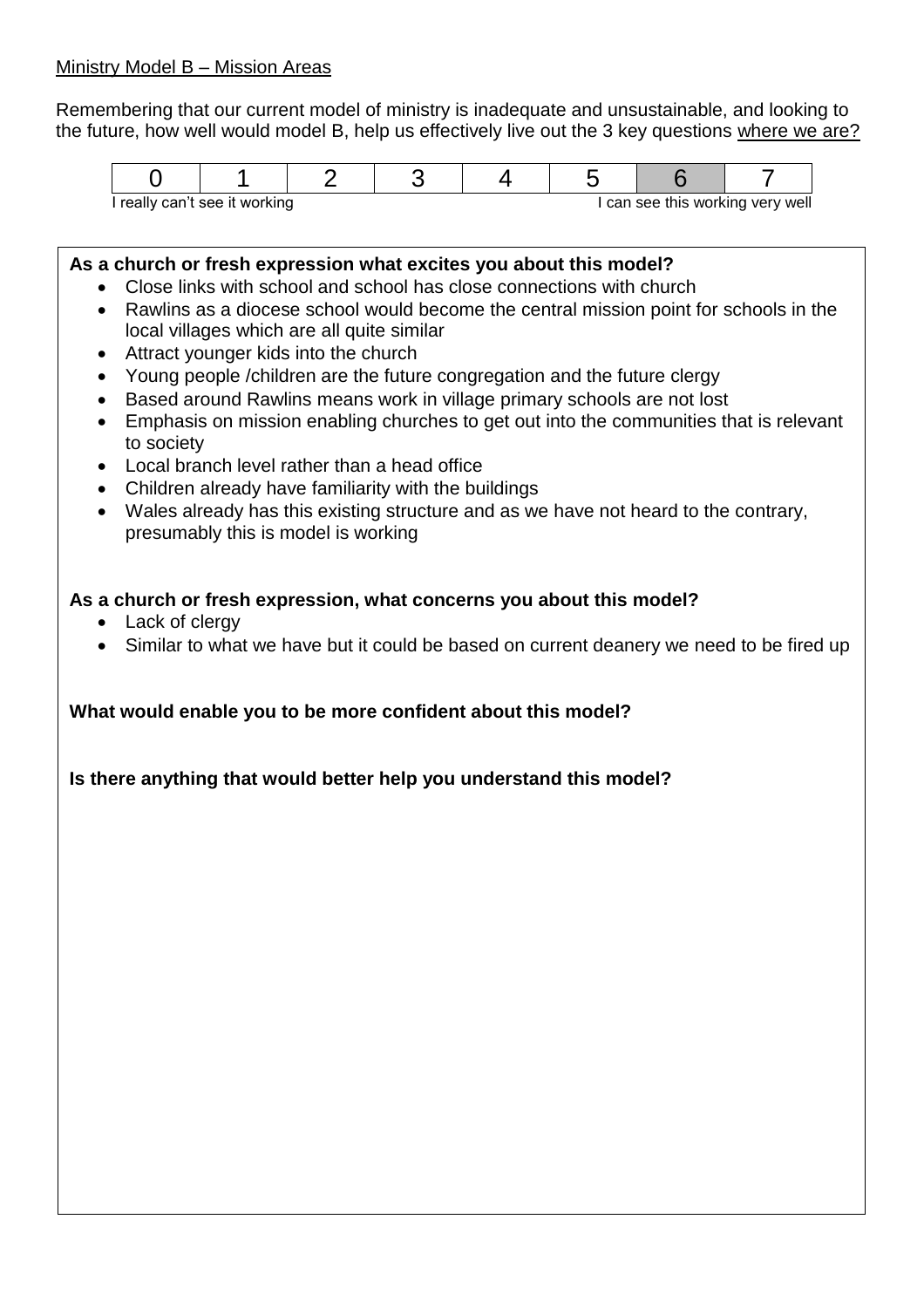Ministry Model B – Mission Areas

Remembering that our current model of ministry is inadequate and unsustainable, and looking to the future, how well would model B, help us effectively live out the 3 key questions where we are?

| 0 | 1 | 2 | 3 | 4 | 5 | 6 | 7 |
|---|---|---|---|---|---|---|---|

I really can't see it working — I can see this working very well

**As a church or fresh expression what excites you about this model?**

- Close links with school and school has close connections with church
- Rawlins as a diocese school would become the central mission point for schools in the local villages which are all quite similar
- Attract younger kids into the church
- Young people /children are the future congregation and the future clergy
- Based around Rawlins means work in village primary schools are not lost
- Emphasis on mission enabling churches to get out into the communities that is relevant to society
- Local branch level rather than a head office
- Children already have familiarity with the buildings
- Wales already has this existing structure and as we have not heard to the contrary, presumably this is model is working

**As a church or fresh expression, what concerns you about this model?**

- Lack of clergy
- Similar to what we have but it could be based on current deanery we need to be fired up

**What would enable you to be more confident about this model?**

**Is there anything that would better help you understand this model?**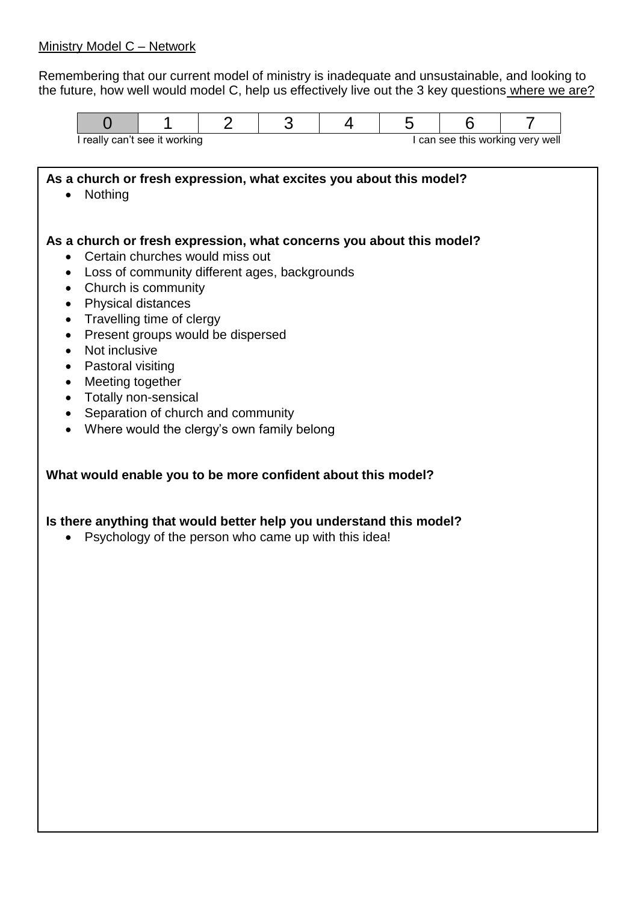Ministry Model C – Network

Remembering that our current model of ministry is inadequate and unsustainable, and looking to the future, how well would model C, help us effectively live out the 3 key questions where we are?

| 0 | 1 | 2 | 3 | 4 | 5 | 6 | 7 |
|---|---|---|---|---|---|---|---|

I really can't see it working — I can see this working very well

**As a church or fresh expression, what excites you about this model?**

- Nothing

**As a church or fresh expression, what concerns you about this model?**

- Certain churches would miss out
- Loss of community different ages, backgrounds
- Church is community
- Physical distances
- Travelling time of clergy
- Present groups would be dispersed
- Not inclusive
- Pastoral visiting
- Meeting together
- Totally non-sensical
- Separation of church and community
- Where would the clergy's own family belong

**What would enable you to be more confident about this model?**

**Is there anything that would better help you understand this model?**

- Psychology of the person who came up with this idea!